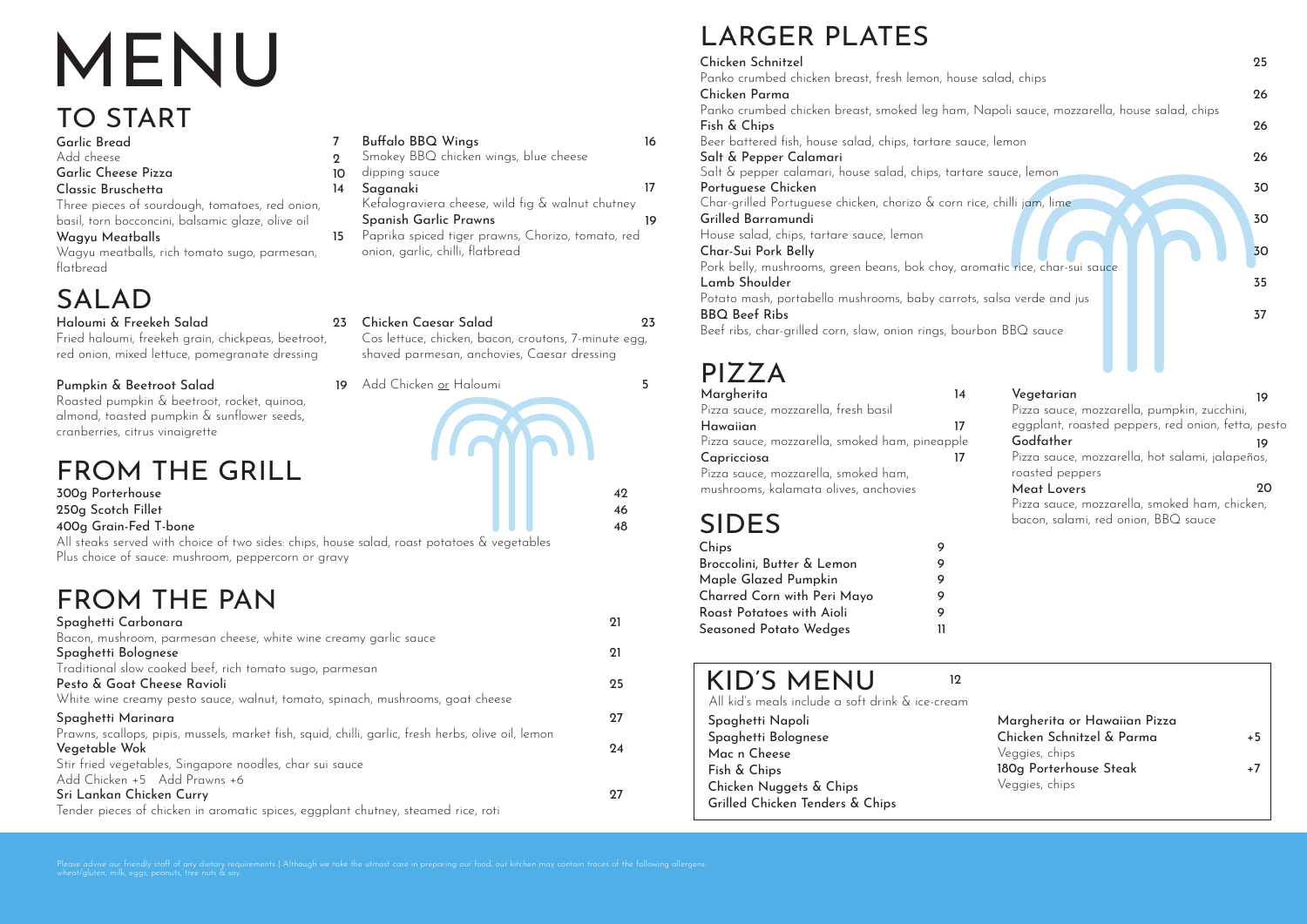# MENU

## TO START

**Garlic Bread** 7
Add cheese 2
**Garlic Cheese Pizza** 10
**Classic Bruschetta** 14
Three pieces of sourdough, tomatoes, red onion, basil, torn bocconcini, balsamic glaze, olive oil
**Wagyu Meatballs** 15
Wagyu meatballs, rich tomato sugo, parmesan, flatbread

**Buffalo BBQ Wings** 16
Smokey BBQ chicken wings, blue cheese dipping sauce
**Saganaki** 17
Kefalograviera cheese, wild fig & walnut chutney
**Spanish Garlic Prawns** 19
Paprika spiced tiger prawns, Chorizo, tomato, red onion, garlic, chilli, flatbread

## SALAD

**Haloumi & Freekeh Salad** 23
Fried haloumi, freekeh grain, chickpeas, beetroot, red onion, mixed lettuce, pomegranate dressing

**Pumpkin & Beetroot Salad** 19
Roasted pumpkin & beetroot, rocket, quinoa, almond, toasted pumpkin & sunflower seeds, cranberries, citrus vinaigrette

**Chicken Caesar Salad** 23
Cos lettuce, chicken, bacon, croutons, 7-minute egg, shaved parmesan, anchovies, Caesar dressing

Add Chicken or Haloumi 5

## FROM THE GRILL

**300g Porterhouse** 42
**250g Scotch Fillet** 46
**400g Grain-Fed T-bone** 48

All steaks served with choice of two sides: chips, house salad, roast potatoes & vegetables
Plus choice of sauce: mushroom, peppercorn or gravy

## FROM THE PAN

**Spaghetti Carbonara** 21
Bacon, mushroom, parmesan cheese, white wine creamy garlic sauce
**Spaghetti Bolognese** 21
Traditional slow cooked beef, rich tomato sugo, parmesan
**Pesto & Goat Cheese Ravioli** 25
White wine creamy pesto sauce, walnut, tomato, spinach, mushrooms, goat cheese
**Spaghetti Marinara** 27
Prawns, scallops, pipis, mussels, market fish, squid, chilli, garlic, fresh herbs, olive oil, lemon
**Vegetable Wok** 24
Stir fried vegetables, Singapore noodles, char sui sauce
Add Chicken +5 Add Prawns +6
**Sri Lankan Chicken Curry** 27
Tender pieces of chicken in aromatic spices, eggplant chutney, steamed rice, roti

## LARGER PLATES

**Chicken Schnitzel** 25
Panko crumbed chicken breast, fresh lemon, house salad, chips
**Chicken Parma** 26
Panko crumbed chicken breast, smoked leg ham, Napoli sauce, mozzarella, house salad, chips
**Fish & Chips** 26
Beer battered fish, house salad, chips, tartare sauce, lemon
**Salt & Pepper Calamari** 26
Salt & pepper calamari, house salad, chips, tartare sauce, lemon
**Portuguese Chicken** 30
Char-grilled Portuguese chicken, chorizo & corn rice, chilli jam, lime
**Grilled Barramundi** 30
House salad, chips, tartare sauce, lemon
**Char-Sui Pork Belly** 30
Pork belly, mushrooms, green beans, bok choy, aromatic rice, char-sui sauce
**Lamb Shoulder** 35
Potato mash, portabello mushrooms, baby carrots, salsa verde and jus
**BBQ Beef Ribs** 37
Beef ribs, char-grilled corn, slaw, onion rings, bourbon BBQ sauce

## PIZZA

**Margherita** 14
Pizza sauce, mozzarella, fresh basil
**Hawaiian** 17
Pizza sauce, mozzarella, smoked ham, pineapple
**Capricciosa** 17
Pizza sauce, mozzarella, smoked ham, mushrooms, kalamata olives, anchovies

**Vegetarian** 19
Pizza sauce, mozzarella, pumpkin, zucchini, eggplant, roasted peppers, red onion, fetta, pesto
**Godfather** 19
Pizza sauce, mozzarella, hot salami, jalapeños, roasted peppers
**Meat Lovers** 20
Pizza sauce, mozzarella, smoked ham, chicken, bacon, salami, red onion, BBQ sauce

## SIDES

| | |
|---|---|
| Chips | 9 |
| Broccolini, Butter & Lemon | 9 |
| Maple Glazed Pumpkin | 9 |
| Charred Corn with Peri Mayo | 9 |
| Roast Potatoes with Aioli | 9 |
| Seasoned Potato Wedges | 11 |

## KID'S MENU 12

All kid's meals include a soft drink & ice-cream

Spaghetti Napoli
Spaghetti Bolognese
Mac n Cheese
Fish & Chips
Chicken Nuggets & Chips
Grilled Chicken Tenders & Chips

Margherita or Hawaiian Pizza
Chicken Schnitzel & Parma +5
Veggies, chips
180g Porterhouse Steak +7
Veggies, chips

Please advise our friendly staff of any dietary requirements | Although we take the utmost care in preparing our food, our kitchen may contain traces of the following allergens: wheat/gluten, milk, eggs, peanuts, tree nuts & soy.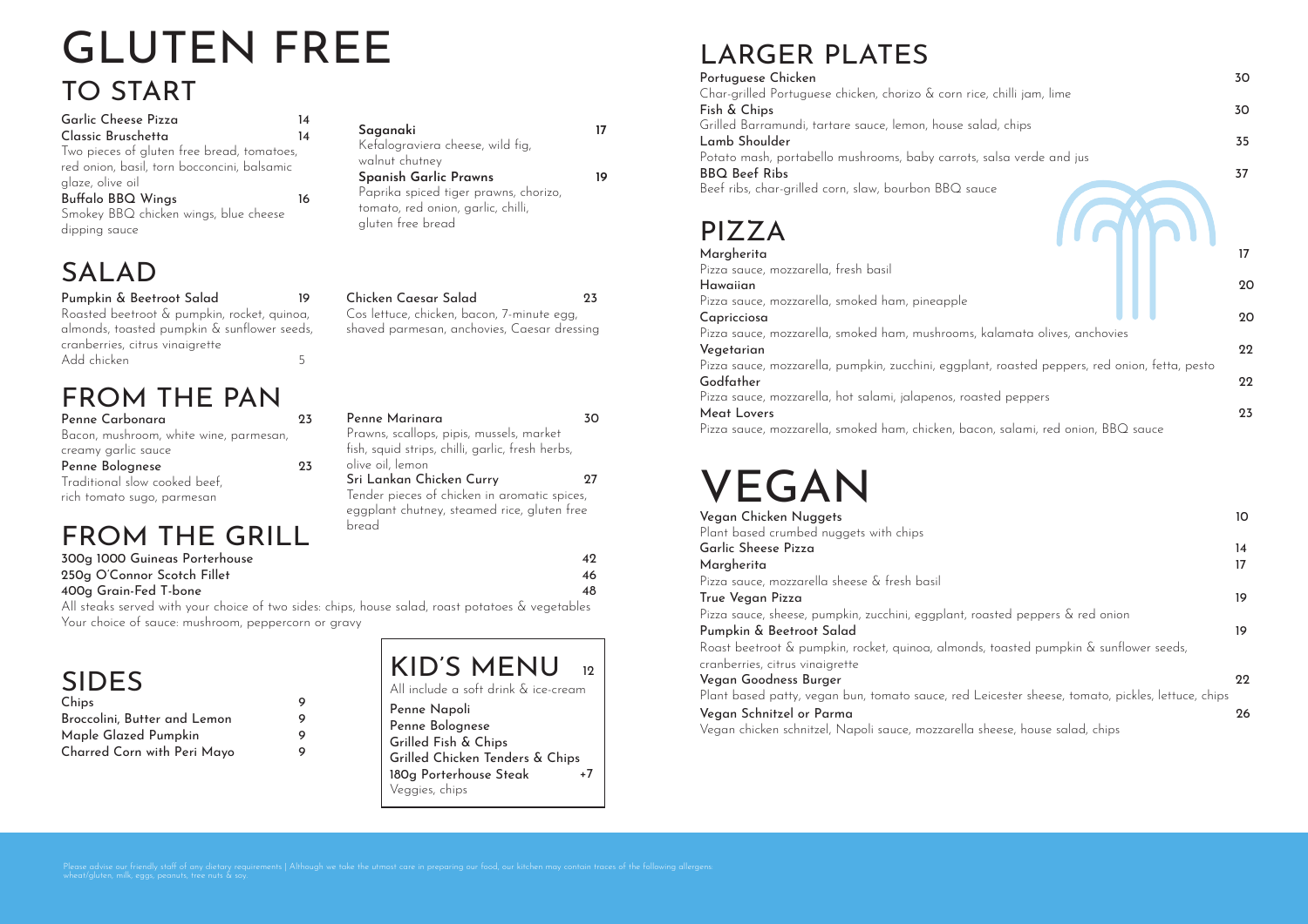# GLUTEN FREE

## TO START

**Garlic Cheese Pizza** 14

**Classic Bruschetta** 14
Two pieces of gluten free bread, tomatoes, red onion, basil, torn bocconcini, balsamic glaze, olive oil

**Buffalo BBQ Wings** 16
Smokey BBQ chicken wings, blue cheese dipping sauce

**Saganaki** 17
Kefalograviera cheese, wild fig, walnut chutney

**Spanish Garlic Prawns** 19
Paprika spiced tiger prawns, chorizo, tomato, red onion, garlic, chilli, gluten free bread

## SALAD

**Pumpkin & Beetroot Salad** 19
Roasted beetroot & pumpkin, rocket, quinoa, almonds, toasted pumpkin & sunflower seeds, cranberries, citrus vinaigrette
Add chicken 5

**Chicken Caesar Salad** 23
Cos lettuce, chicken, bacon, 7-minute egg, shaved parmesan, anchovies, Caesar dressing

## FROM THE PAN

**Penne Carbonara** 23
Bacon, mushroom, white wine, parmesan, creamy garlic sauce

**Penne Bolognese** 23
Traditional slow cooked beef, rich tomato sugo, parmesan

**Penne Marinara** 30
Prawns, scallops, pipis, mussels, market fish, squid strips, chilli, garlic, fresh herbs, olive oil, lemon

**Sri Lankan Chicken Curry** 27
Tender pieces of chicken in aromatic spices, eggplant chutney, steamed rice, gluten free bread

## FROM THE GRILL

**300g 1000 Guineas Porterhouse** 42
**250g O'Connor Scotch Fillet** 46
**400g Grain-Fed T-bone** 48

All steaks served with your choice of two sides: chips, house salad, roast potatoes & vegetables
Your choice of sauce: mushroom, peppercorn or gravy

## SIDES

**Chips** 9
**Broccolini, Butter and Lemon** 9
**Maple Glazed Pumpkin** 9
**Charred Corn with Peri Mayo** 9

## KID'S MENU 12

All include a soft drink & ice-cream

**Penne Napoli**
**Penne Bolognese**
**Grilled Fish & Chips**
**Grilled Chicken Tenders & Chips**
**180g Porterhouse Steak** +7
Veggies, chips

# LARGER PLATES

**Portuguese Chicken** 30
Char-grilled Portuguese chicken, chorizo & corn rice, chilli jam, lime

**Fish & Chips** 30
Grilled Barramundi, tartare sauce, lemon, house salad, chips

**Lamb Shoulder** 35
Potato mash, portabello mushrooms, baby carrots, salsa verde and jus

**BBQ Beef Ribs** 37
Beef ribs, char-grilled corn, slaw, bourbon BBQ sauce

# PIZZA

**Margherita** 17
Pizza sauce, mozzarella, fresh basil

**Hawaiian** 20
Pizza sauce, mozzarella, smoked ham, pineapple

**Capricciosa** 20
Pizza sauce, mozzarella, smoked ham, mushrooms, kalamata olives, anchovies

**Vegetarian** 22
Pizza sauce, mozzarella, pumpkin, zucchini, eggplant, roasted peppers, red onion, fetta, pesto

**Godfather** 22
Pizza sauce, mozzarella, hot salami, jalapenos, roasted peppers

**Meat Lovers** 23
Pizza sauce, mozzarella, smoked ham, chicken, bacon, salami, red onion, BBQ sauce

# VEGAN

**Vegan Chicken Nuggets** 10
Plant based crumbed nuggets with chips

**Garlic Sheese Pizza** 14

**Margherita** 17
Pizza sauce, mozzarella sheese & fresh basil

**True Vegan Pizza** 19
Pizza sauce, sheese, pumpkin, zucchini, eggplant, roasted peppers & red onion

**Pumpkin & Beetroot Salad** 19
Roast beetroot & pumpkin, rocket, quinoa, almonds, toasted pumpkin & sunflower seeds, cranberries, citrus vinaigrette

**Vegan Goodness Burger** 22
Plant based patty, vegan bun, tomato sauce, red Leicester sheese, tomato, pickles, lettuce, chips

**Vegan Schnitzel or Parma** 26
Vegan chicken schnitzel, Napoli sauce, mozzarella sheese, house salad, chips

Please advise our friendly staff of any dietary requirements | Although we take the utmost care in preparing our food, our kitchen may contain traces of the following allergens: wheat/gluten, milk, eggs, peanuts, tree nuts & soy.